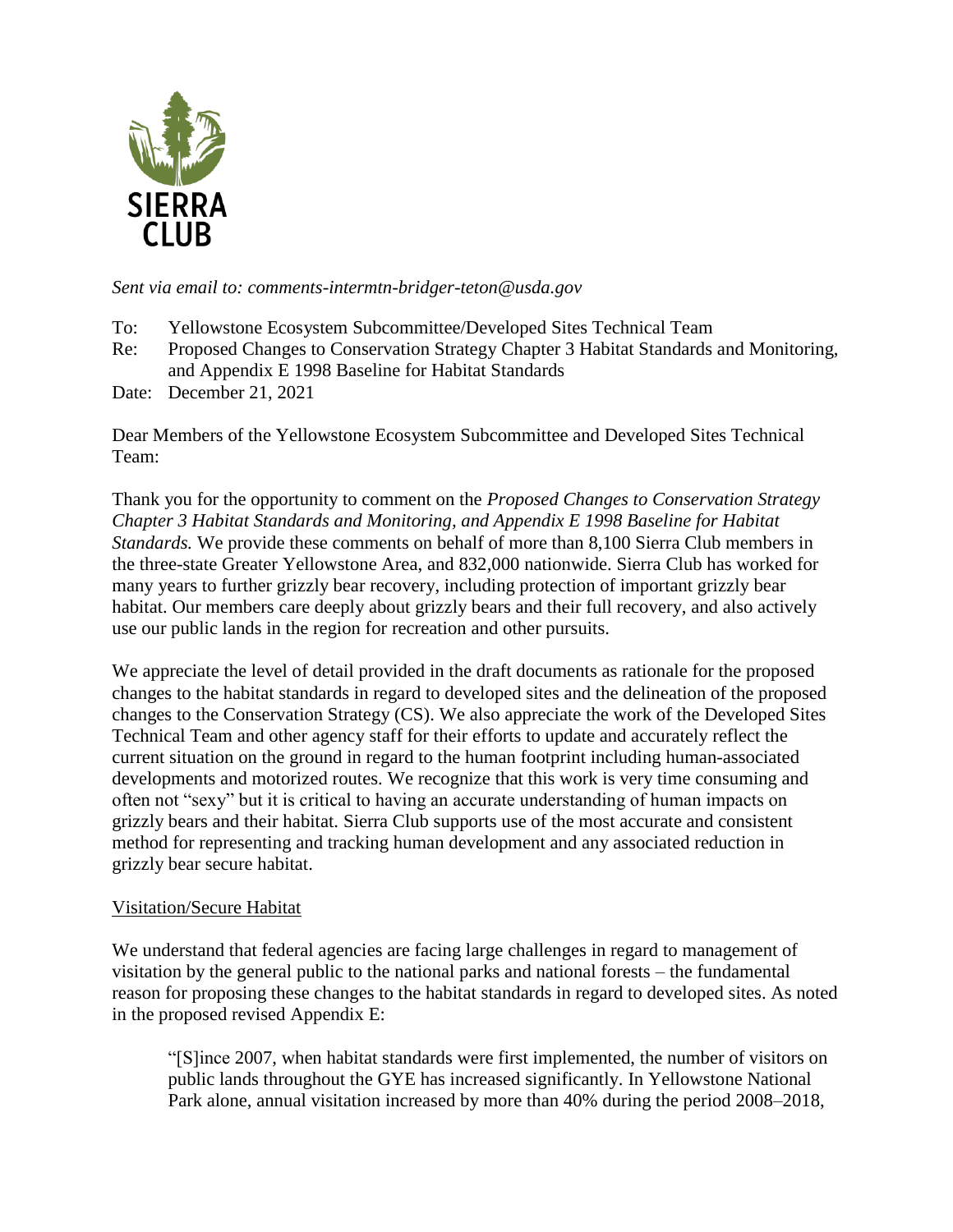SIERRA CLUB

*Sent via email to: comments-intermtn-bridger-teton@usda.gov*

To: Yellowstone Ecosystem Subcommittee/Developed Sites Technical Team
Re: Proposed Changes to Conservation Strategy Chapter 3 Habitat Standards and Monitoring, and Appendix E 1998 Baseline for Habitat Standards
Date: December 21, 2021

Dear Members of the Yellowstone Ecosystem Subcommittee and Developed Sites Technical Team:

Thank you for the opportunity to comment on the *Proposed Changes to Conservation Strategy Chapter 3 Habitat Standards and Monitoring, and Appendix E 1998 Baseline for Habitat Standards.* We provide these comments on behalf of more than 8,100 Sierra Club members in the three-state Greater Yellowstone Area, and 832,000 nationwide. Sierra Club has worked for many years to further grizzly bear recovery, including protection of important grizzly bear habitat. Our members care deeply about grizzly bears and their full recovery, and also actively use our public lands in the region for recreation and other pursuits.

We appreciate the level of detail provided in the draft documents as rationale for the proposed changes to the habitat standards in regard to developed sites and the delineation of the proposed changes to the Conservation Strategy (CS). We also appreciate the work of the Developed Sites Technical Team and other agency staff for their efforts to update and accurately reflect the current situation on the ground in regard to the human footprint including human-associated developments and motorized routes. We recognize that this work is very time consuming and often not "sexy" but it is critical to having an accurate understanding of human impacts on grizzly bears and their habitat. Sierra Club supports use of the most accurate and consistent method for representing and tracking human development and any associated reduction in grizzly bear secure habitat.

## Visitation/Secure Habitat

We understand that federal agencies are facing large challenges in regard to management of visitation by the general public to the national parks and national forests – the fundamental reason for proposing these changes to the habitat standards in regard to developed sites. As noted in the proposed revised Appendix E:

> "[S]ince 2007, when habitat standards were first implemented, the number of visitors on public lands throughout the GYE has increased significantly. In Yellowstone National Park alone, annual visitation increased by more than 40% during the period 2008–2018,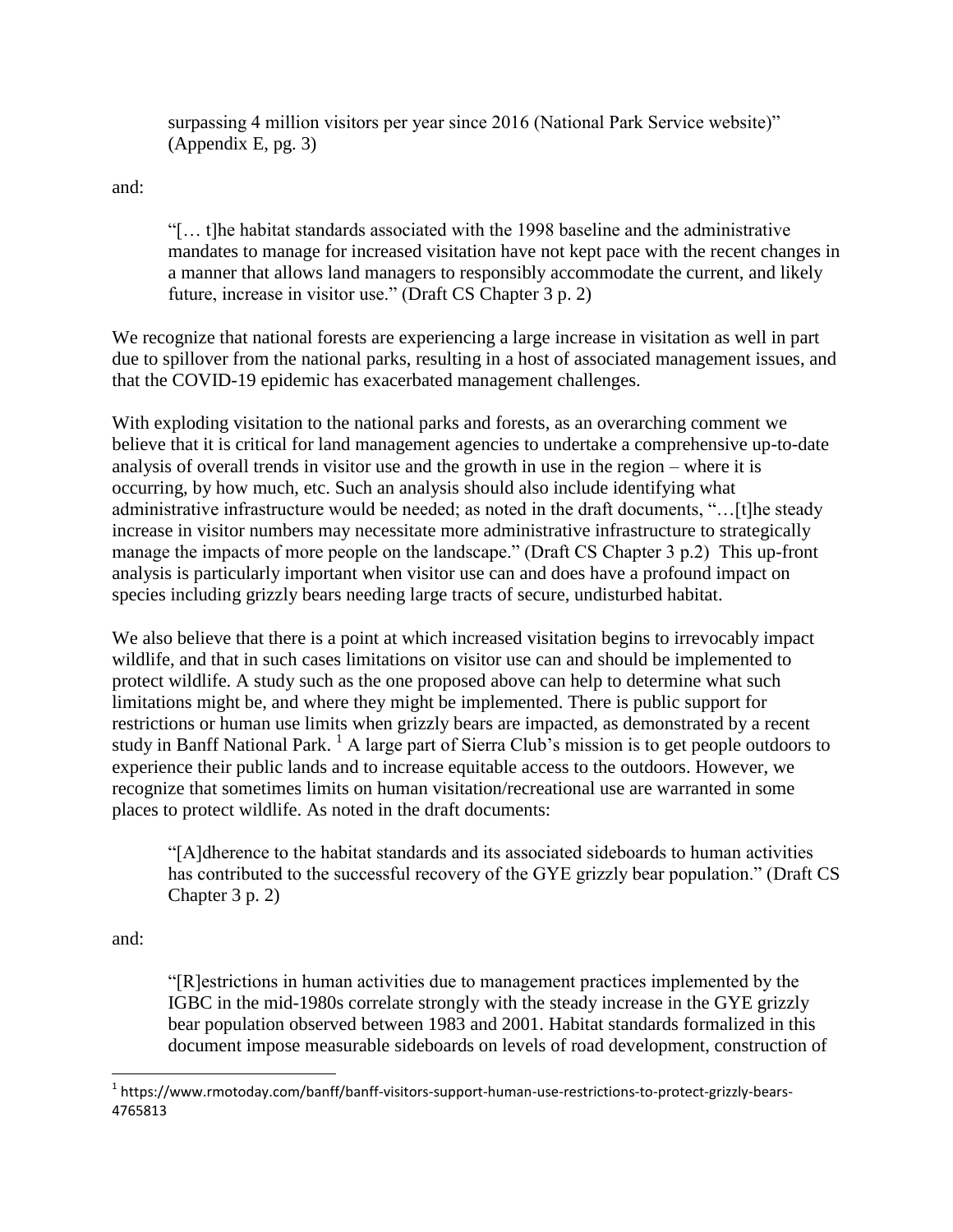> surpassing 4 million visitors per year since 2016 (National Park Service website)" (Appendix E, pg. 3)

and:

> "[… t]he habitat standards associated with the 1998 baseline and the administrative mandates to manage for increased visitation have not kept pace with the recent changes in a manner that allows land managers to responsibly accommodate the current, and likely future, increase in visitor use." (Draft CS Chapter 3 p. 2)

We recognize that national forests are experiencing a large increase in visitation as well in part due to spillover from the national parks, resulting in a host of associated management issues, and that the COVID-19 epidemic has exacerbated management challenges.

With exploding visitation to the national parks and forests, as an overarching comment we believe that it is critical for land management agencies to undertake a comprehensive up-to-date analysis of overall trends in visitor use and the growth in use in the region – where it is occurring, by how much, etc. Such an analysis should also include identifying what administrative infrastructure would be needed; as noted in the draft documents, "…[t]he steady increase in visitor numbers may necessitate more administrative infrastructure to strategically manage the impacts of more people on the landscape." (Draft CS Chapter 3 p.2) This up-front analysis is particularly important when visitor use can and does have a profound impact on species including grizzly bears needing large tracts of secure, undisturbed habitat.

We also believe that there is a point at which increased visitation begins to irrevocably impact wildlife, and that in such cases limitations on visitor use can and should be implemented to protect wildlife. A study such as the one proposed above can help to determine what such limitations might be, and where they might be implemented. There is public support for restrictions or human use limits when grizzly bears are impacted, as demonstrated by a recent study in Banff National Park.[1] A large part of Sierra Club's mission is to get people outdoors to experience their public lands and to increase equitable access to the outdoors. However, we recognize that sometimes limits on human visitation/recreational use are warranted in some places to protect wildlife. As noted in the draft documents:

> "[A]dherence to the habitat standards and its associated sideboards to human activities has contributed to the successful recovery of the GYE grizzly bear population." (Draft CS Chapter 3 p. 2)

and:

> "[R]estrictions in human activities due to management practices implemented by the IGBC in the mid-1980s correlate strongly with the steady increase in the GYE grizzly bear population observed between 1983 and 2001. Habitat standards formalized in this document impose measurable sideboards on levels of road development, construction of

---

[1] https://www.rmotoday.com/banff/banff-visitors-support-human-use-restrictions-to-protect-grizzly-bears-4765813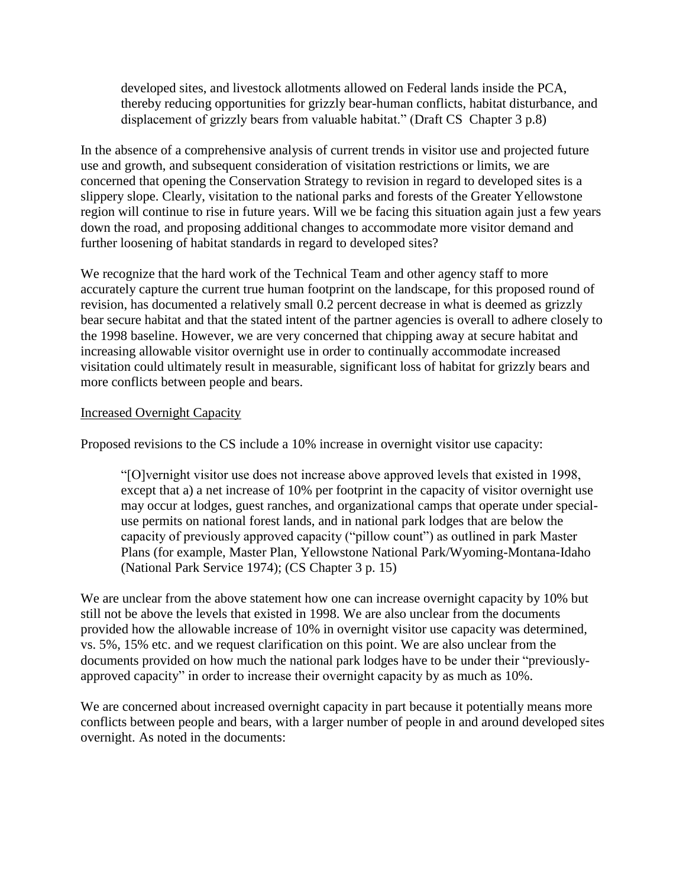> developed sites, and livestock allotments allowed on Federal lands inside the PCA, thereby reducing opportunities for grizzly bear-human conflicts, habitat disturbance, and displacement of grizzly bears from valuable habitat." (Draft CS Chapter 3 p.8)

In the absence of a comprehensive analysis of current trends in visitor use and projected future use and growth, and subsequent consideration of visitation restrictions or limits, we are concerned that opening the Conservation Strategy to revision in regard to developed sites is a slippery slope. Clearly, visitation to the national parks and forests of the Greater Yellowstone region will continue to rise in future years. Will we be facing this situation again just a few years down the road, and proposing additional changes to accommodate more visitor demand and further loosening of habitat standards in regard to developed sites?

We recognize that the hard work of the Technical Team and other agency staff to more accurately capture the current true human footprint on the landscape, for this proposed round of revision, has documented a relatively small 0.2 percent decrease in what is deemed as grizzly bear secure habitat and that the stated intent of the partner agencies is overall to adhere closely to the 1998 baseline. However, we are very concerned that chipping away at secure habitat and increasing allowable visitor overnight use in order to continually accommodate increased visitation could ultimately result in measurable, significant loss of habitat for grizzly bears and more conflicts between people and bears.

<u>Increased Overnight Capacity</u>

Proposed revisions to the CS include a 10% increase in overnight visitor use capacity:

> "[O]vernight visitor use does not increase above approved levels that existed in 1998, except that a) a net increase of 10% per footprint in the capacity of visitor overnight use may occur at lodges, guest ranches, and organizational camps that operate under special-use permits on national forest lands, and in national park lodges that are below the capacity of previously approved capacity ("pillow count") as outlined in park Master Plans (for example, Master Plan, Yellowstone National Park/Wyoming-Montana-Idaho (National Park Service 1974); (CS Chapter 3 p. 15)

We are unclear from the above statement how one can increase overnight capacity by 10% but still not be above the levels that existed in 1998. We are also unclear from the documents provided how the allowable increase of 10% in overnight visitor use capacity was determined, vs. 5%, 15% etc. and we request clarification on this point. We are also unclear from the documents provided on how much the national park lodges have to be under their "previously-approved capacity" in order to increase their overnight capacity by as much as 10%.

We are concerned about increased overnight capacity in part because it potentially means more conflicts between people and bears, with a larger number of people in and around developed sites overnight. As noted in the documents: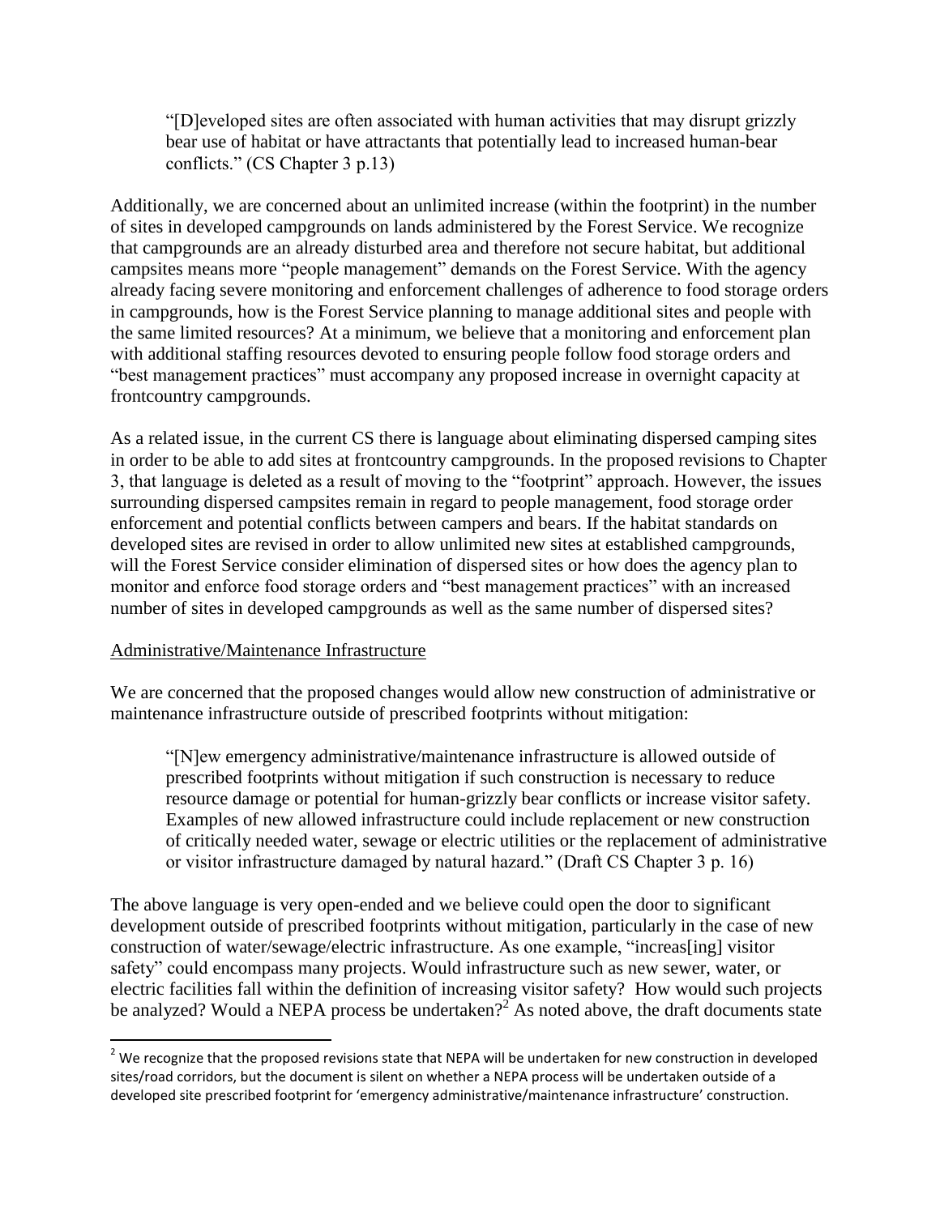> "[D]eveloped sites are often associated with human activities that may disrupt grizzly bear use of habitat or have attractants that potentially lead to increased human-bear conflicts." (CS Chapter 3 p.13)

Additionally, we are concerned about an unlimited increase (within the footprint) in the number of sites in developed campgrounds on lands administered by the Forest Service. We recognize that campgrounds are an already disturbed area and therefore not secure habitat, but additional campsites means more "people management" demands on the Forest Service. With the agency already facing severe monitoring and enforcement challenges of adherence to food storage orders in campgrounds, how is the Forest Service planning to manage additional sites and people with the same limited resources? At a minimum, we believe that a monitoring and enforcement plan with additional staffing resources devoted to ensuring people follow food storage orders and "best management practices" must accompany any proposed increase in overnight capacity at frontcountry campgrounds.

As a related issue, in the current CS there is language about eliminating dispersed camping sites in order to be able to add sites at frontcountry campgrounds. In the proposed revisions to Chapter 3, that language is deleted as a result of moving to the "footprint" approach. However, the issues surrounding dispersed campsites remain in regard to people management, food storage order enforcement and potential conflicts between campers and bears. If the habitat standards on developed sites are revised in order to allow unlimited new sites at established campgrounds, will the Forest Service consider elimination of dispersed sites or how does the agency plan to monitor and enforce food storage orders and "best management practices" with an increased number of sites in developed campgrounds as well as the same number of dispersed sites?

<u>Administrative/Maintenance Infrastructure</u>

We are concerned that the proposed changes would allow new construction of administrative or maintenance infrastructure outside of prescribed footprints without mitigation:

> "[N]ew emergency administrative/maintenance infrastructure is allowed outside of prescribed footprints without mitigation if such construction is necessary to reduce resource damage or potential for human-grizzly bear conflicts or increase visitor safety. Examples of new allowed infrastructure could include replacement or new construction of critically needed water, sewage or electric utilities or the replacement of administrative or visitor infrastructure damaged by natural hazard." (Draft CS Chapter 3 p. 16)

The above language is very open-ended and we believe could open the door to significant development outside of prescribed footprints without mitigation, particularly in the case of new construction of water/sewage/electric infrastructure. As one example, "increas[ing] visitor safety" could encompass many projects. Would infrastructure such as new sewer, water, or electric facilities fall within the definition of increasing visitor safety? How would such projects be analyzed? Would a NEPA process be undertaken?[2] As noted above, the draft documents state

[2] We recognize that the proposed revisions state that NEPA will be undertaken for new construction in developed sites/road corridors, but the document is silent on whether a NEPA process will be undertaken outside of a developed site prescribed footprint for 'emergency administrative/maintenance infrastructure' construction.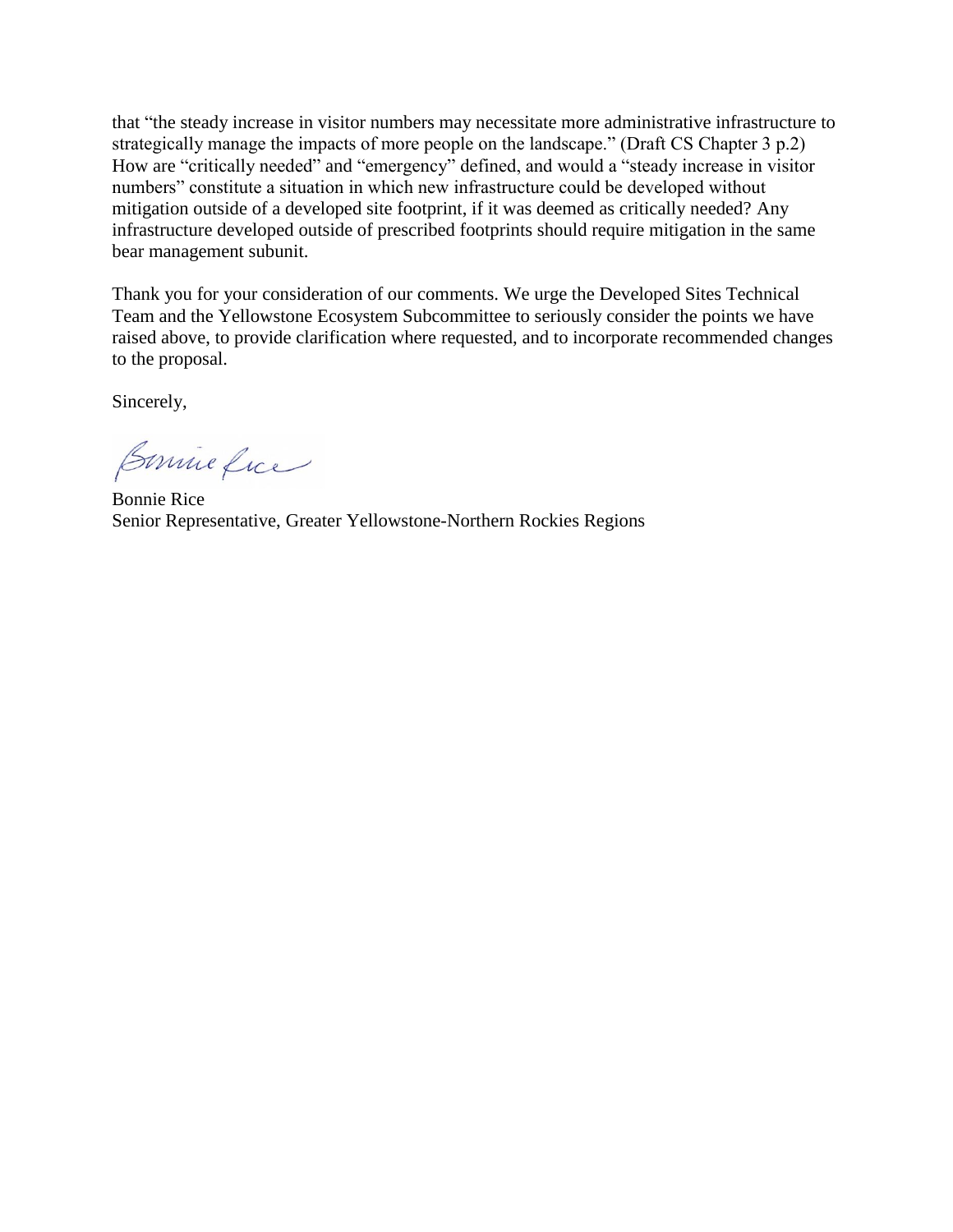that "the steady increase in visitor numbers may necessitate more administrative infrastructure to strategically manage the impacts of more people on the landscape." (Draft CS Chapter 3 p.2) How are "critically needed" and "emergency" defined, and would a "steady increase in visitor numbers" constitute a situation in which new infrastructure could be developed without mitigation outside of a developed site footprint, if it was deemed as critically needed? Any infrastructure developed outside of prescribed footprints should require mitigation in the same bear management subunit.

Thank you for your consideration of our comments. We urge the Developed Sites Technical Team and the Yellowstone Ecosystem Subcommittee to seriously consider the points we have raised above, to provide clarification where requested, and to incorporate recommended changes to the proposal.

Sincerely,

Bonnie Rice

Bonnie Rice
Senior Representative, Greater Yellowstone-Northern Rockies Regions